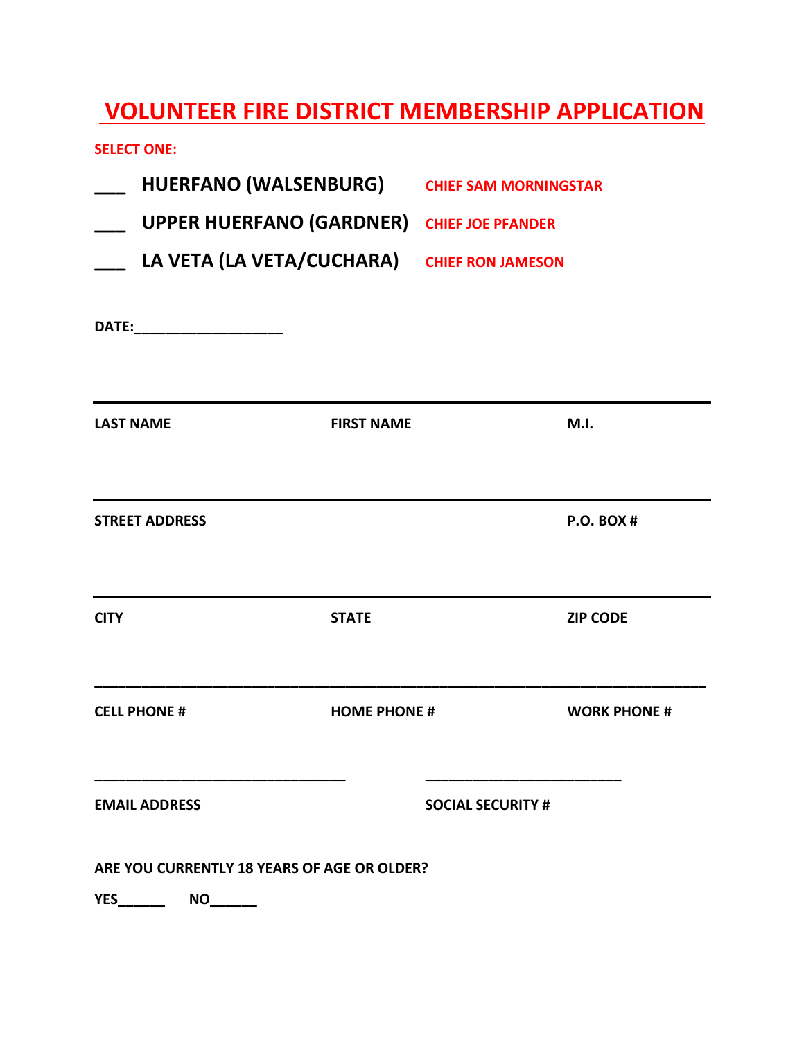# VOLUNTEER FIRE DISTRICT MEMBERSHIP APPLICATION

**SELECT ONE:**

___ **HUERFANO (WALSENBURG)** **CHIEF SAM MORNINGSTAR**

___ **UPPER HUERFANO (GARDNER)** **CHIEF JOE PFANDER**

___ **LA VETA (LA VETA/CUCHARA)** **CHIEF RON JAMESON**

**DATE:**___________________

| **LAST NAME** | **FIRST NAME** | **M.I.** |
| --- | --- | --- |
| | | |

| **STREET ADDRESS** | **P.O. BOX #** |
| --- | --- |
| | |

| **CITY** | **STATE** | **ZIP CODE** |
| --- | --- | --- |
| | | |

| **CELL PHONE #** | **HOME PHONE #** | **WORK PHONE #** |
| --- | --- | --- |
| | | |

| **EMAIL ADDRESS** | **SOCIAL SECURITY #** |
| --- | --- |
| | |

**ARE YOU CURRENTLY 18 YEARS OF AGE OR OLDER?**

**YES**______ **NO**______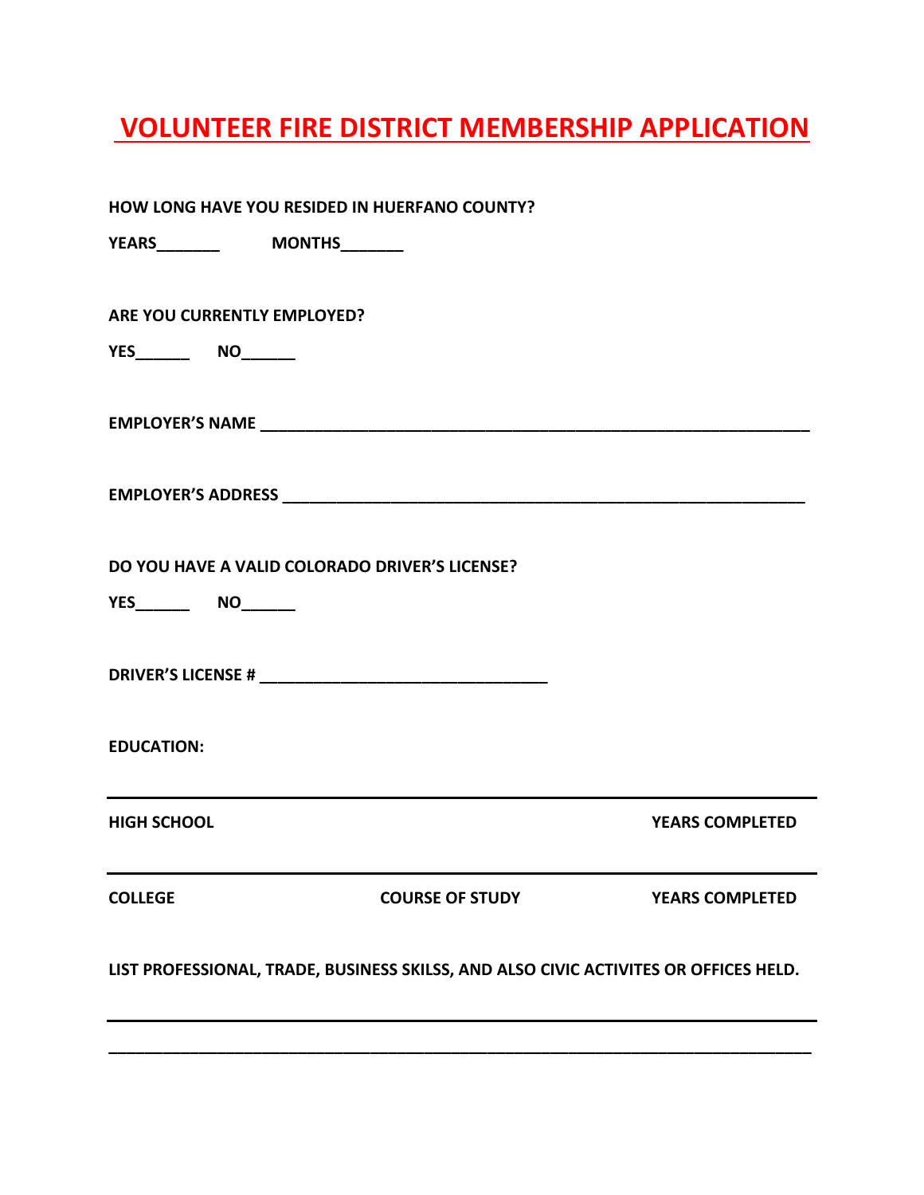# VOLUNTEER FIRE DISTRICT MEMBERSHIP APPLICATION

**HOW LONG HAVE YOU RESIDED IN HUERFANO COUNTY?**

**YEARS_______ MONTHS_______**

**ARE YOU CURRENTLY EMPLOYED?**

**YES______ NO______**

**EMPLOYER'S NAME ___________________________________________________________**

**EMPLOYER'S ADDRESS _______________________________________________________**

**DO YOU HAVE A VALID COLORADO DRIVER'S LICENSE?**

**YES______ NO______**

**DRIVER'S LICENSE # ________________________________**

**EDUCATION:**

| **HIGH SCHOOL** | | **YEARS COMPLETED** |
|---|---|---|
| **COLLEGE** | **COURSE OF STUDY** | **YEARS COMPLETED** |

**LIST PROFESSIONAL, TRADE, BUSINESS SKILSS, AND ALSO CIVIC ACTIVITES OR OFFICES HELD.**

_____________________________________________________________________________

_____________________________________________________________________________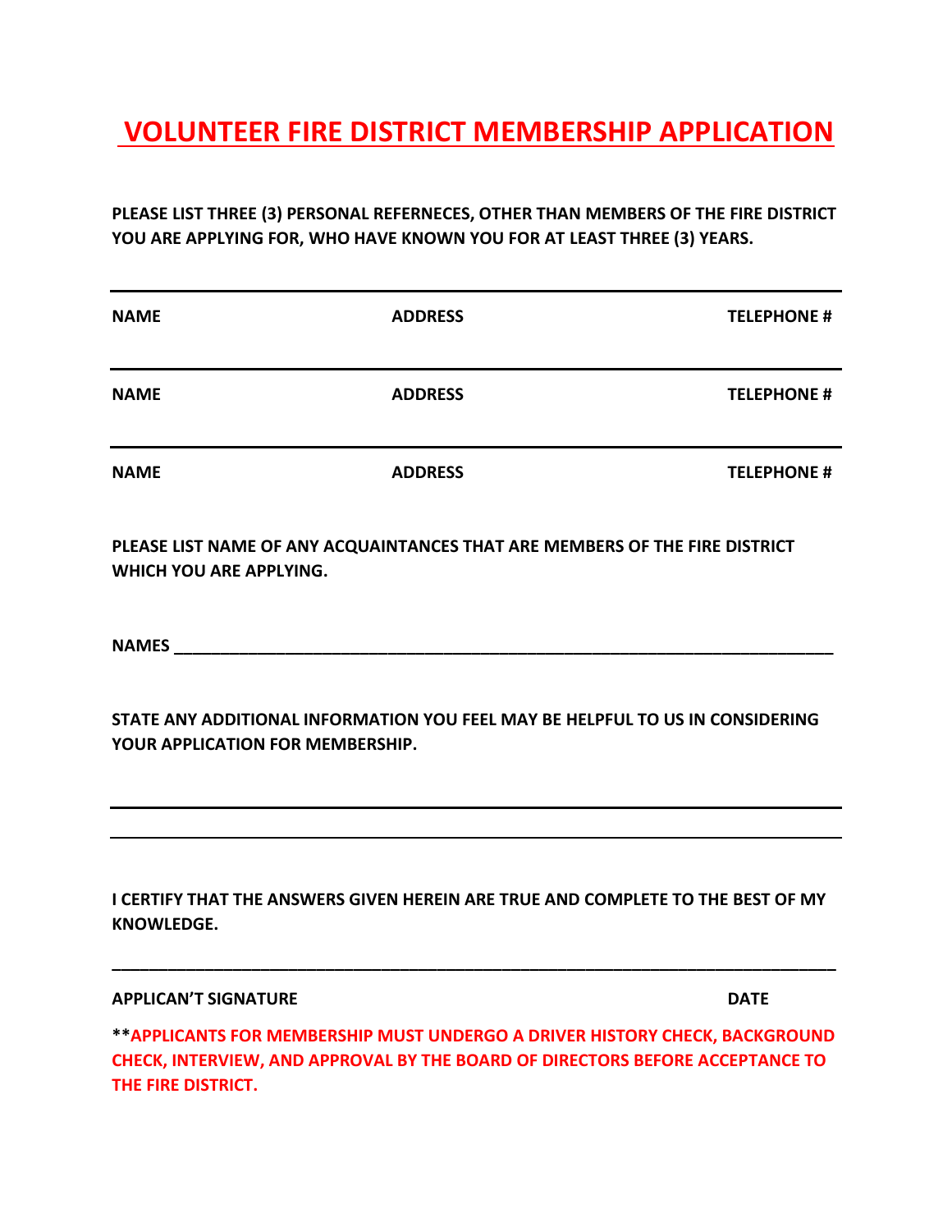# VOLUNTEER FIRE DISTRICT MEMBERSHIP APPLICATION

**PLEASE LIST THREE (3) PERSONAL REFERNECES, OTHER THAN MEMBERS OF THE FIRE DISTRICT YOU ARE APPLYING FOR, WHO HAVE KNOWN YOU FOR AT LEAST THREE (3) YEARS.**

| | | |
|---|---|---|
| **NAME** | **ADDRESS** | **TELEPHONE #** |
| **NAME** | **ADDRESS** | **TELEPHONE #** |
| **NAME** | **ADDRESS** | **TELEPHONE #** |

**PLEASE LIST NAME OF ANY ACQUAINTANCES THAT ARE MEMBERS OF THE FIRE DISTRICT WHICH YOU ARE APPLYING.**

**NAMES** ______________________________________________________________________

**STATE ANY ADDITIONAL INFORMATION YOU FEEL MAY BE HELPFUL TO US IN CONSIDERING YOUR APPLICATION FOR MEMBERSHIP.**

______________________________________________________________________

______________________________________________________________________

**I CERTIFY THAT THE ANSWERS GIVEN HEREIN ARE TRUE AND COMPLETE TO THE BEST OF MY KNOWLEDGE.**

______________________________________________________________________

**APPLICAN'T SIGNATURE** **DATE**

****APPLICANTS FOR MEMBERSHIP MUST UNDERGO A DRIVER HISTORY CHECK, BACKGROUND CHECK, INTERVIEW, AND APPROVAL BY THE BOARD OF DIRECTORS BEFORE ACCEPTANCE TO THE FIRE DISTRICT.**